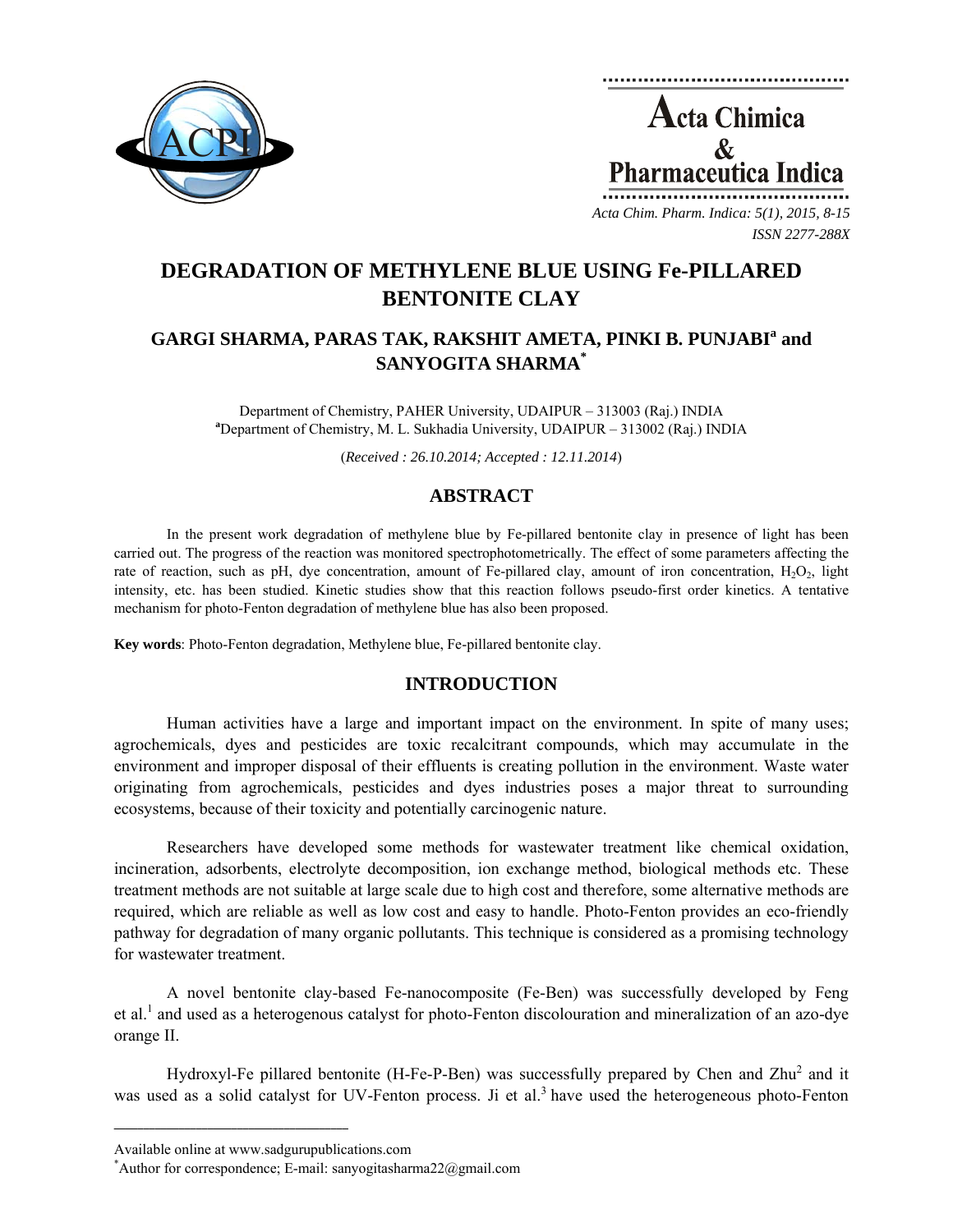# DEGRADATION OF METHYLENE BLUE USING Fe-PILLARED BENTONITE CLAY

## GARGI SHARMA, PARAS TAK, RAKSHIT AMETA, PINKI B. PUNJABI[a] and SANYOGITA SHARMA[*]

Department of Chemistry, PAHER University, UDAIPUR – 313003 (Raj.) INDIA
[a]Department of Chemistry, M. L. Sukhadia University, UDAIPUR – 313002 (Raj.) INDIA

(*Received : 26.10.2014; Accepted : 12.11.2014*)

## ABSTRACT

In the present work degradation of methylene blue by Fe-pillared bentonite clay in presence of light has been carried out. The progress of the reaction was monitored spectrophotometrically. The effect of some parameters affecting the rate of reaction, such as pH, dye concentration, amount of Fe-pillared clay, amount of iron concentration, $H_2O_2$, light intensity, etc. has been studied. Kinetic studies show that this reaction follows pseudo-first order kinetics. A tentative mechanism for photo-Fenton degradation of methylene blue has also been proposed.

**Key words**: Photo-Fenton degradation, Methylene blue, Fe-pillared bentonite clay.

## INTRODUCTION

Human activities have a large and important impact on the environment. In spite of many uses; agrochemicals, dyes and pesticides are toxic recalcitrant compounds, which may accumulate in the environment and improper disposal of their effluents is creating pollution in the environment. Waste water originating from agrochemicals, pesticides and dyes industries poses a major threat to surrounding ecosystems, because of their toxicity and potentially carcinogenic nature.

Researchers have developed some methods for wastewater treatment like chemical oxidation, incineration, adsorbents, electrolyte decomposition, ion exchange method, biological methods etc. These treatment methods are not suitable at large scale due to high cost and therefore, some alternative methods are required, which are reliable as well as low cost and easy to handle. Photo-Fenton provides an eco-friendly pathway for degradation of many organic pollutants. This technique is considered as a promising technology for wastewater treatment.

A novel bentonite clay-based Fe-nanocomposite (Fe-Ben) was successfully developed by Feng et al.[1] and used as a heterogenous catalyst for photo-Fenton discolouration and mineralization of an azo-dye orange II.

Hydroxyl-Fe pillared bentonite (H-Fe-P-Ben) was successfully prepared by Chen and Zhu[2] and it was used as a solid catalyst for UV-Fenton process. Ji et al.[3] have used the heterogeneous photo-Fenton

---

Available online at www.sadgurupublications.com
[*]Author for correspondence; E-mail: sanyogitasharma22@gmail.com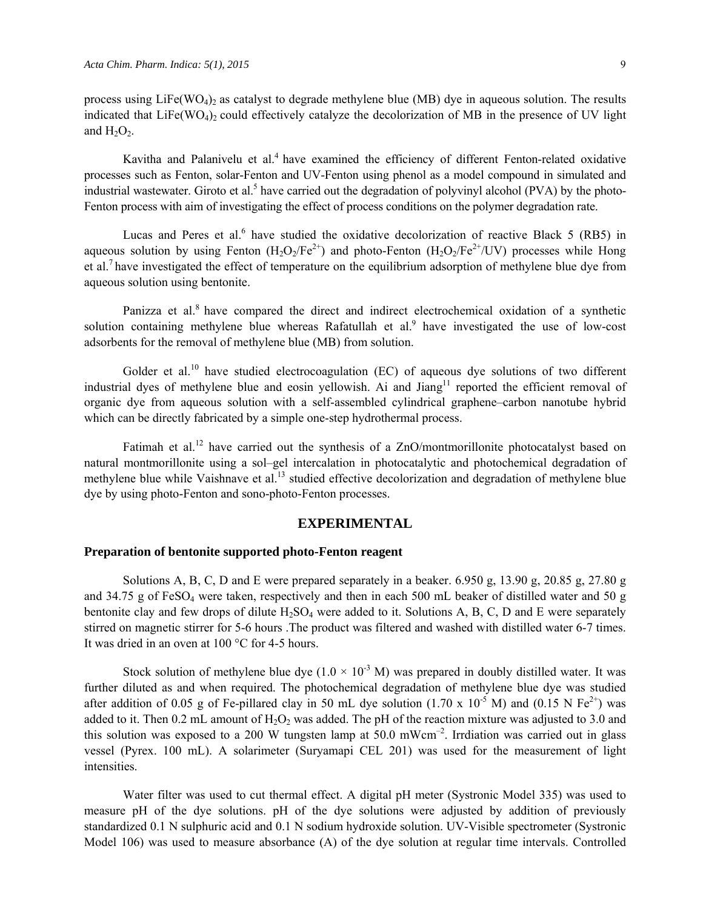process using $LiFe(WO_4)_2$ as catalyst to degrade methylene blue (MB) dye in aqueous solution. The results indicated that $LiFe(WO_4)_2$ could effectively catalyze the decolorization of MB in the presence of UV light and $H_2O_2$.

Kavitha and Palanivelu et al.[4] have examined the efficiency of different Fenton-related oxidative processes such as Fenton, solar-Fenton and UV-Fenton using phenol as a model compound in simulated and industrial wastewater. Giroto et al.[5] have carried out the degradation of polyvinyl alcohol (PVA) by the photo-Fenton process with aim of investigating the effect of process conditions on the polymer degradation rate.

Lucas and Peres et al.[6] have studied the oxidative decolorization of reactive Black 5 (RB5) in aqueous solution by using Fenton ($H_2O_2/Fe^{2+}$) and photo-Fenton ($H_2O_2/Fe^{2+}$/UV) processes while Hong et al.[7] have investigated the effect of temperature on the equilibrium adsorption of methylene blue dye from aqueous solution using bentonite.

Panizza et al.[8] have compared the direct and indirect electrochemical oxidation of a synthetic solution containing methylene blue whereas Rafatullah et al.[9] have investigated the use of low-cost adsorbents for the removal of methylene blue (MB) from solution.

Golder et al.[10] have studied electrocoagulation (EC) of aqueous dye solutions of two different industrial dyes of methylene blue and eosin yellowish. Ai and Jiang[11] reported the efficient removal of organic dye from aqueous solution with a self-assembled cylindrical graphene–carbon nanotube hybrid which can be directly fabricated by a simple one-step hydrothermal process.

Fatimah et al.[12] have carried out the synthesis of a ZnO/montmorillonite photocatalyst based on natural montmorillonite using a sol–gel intercalation in photocatalytic and photochemical degradation of methylene blue while Vaishnave et al.[13] studied effective decolorization and degradation of methylene blue dye by using photo-Fenton and sono-photo-Fenton processes.

## EXPERIMENTAL

### Preparation of bentonite supported photo-Fenton reagent

Solutions A, B, C, D and E were prepared separately in a beaker. 6.950 g, 13.90 g, 20.85 g, 27.80 g and 34.75 g of $FeSO_4$ were taken, respectively and then in each 500 mL beaker of distilled water and 50 g bentonite clay and few drops of dilute $H_2SO_4$ were added to it. Solutions A, B, C, D and E were separately stirred on magnetic stirrer for 5-6 hours .The product was filtered and washed with distilled water 6-7 times. It was dried in an oven at 100 °C for 4-5 hours.

Stock solution of methylene blue dye ($1.0 \times 10^{-3}$ M) was prepared in doubly distilled water. It was further diluted as and when required. The photochemical degradation of methylene blue dye was studied after addition of 0.05 g of Fe-pillared clay in 50 mL dye solution ($1.70 \times 10^{-5}$ M) and (0.15 N $Fe^{2+}$) was added to it. Then 0.2 mL amount of $H_2O_2$ was added. The pH of the reaction mixture was adjusted to 3.0 and this solution was exposed to a 200 W tungsten lamp at 50.0 $mWcm^{-2}$. Irrdiation was carried out in glass vessel (Pyrex. 100 mL). A solarimeter (Suryamapi CEL 201) was used for the measurement of light intensities.

Water filter was used to cut thermal effect. A digital pH meter (Systronic Model 335) was used to measure pH of the dye solutions. pH of the dye solutions were adjusted by addition of previously standardized 0.1 N sulphuric acid and 0.1 N sodium hydroxide solution. UV-Visible spectrometer (Systronic Model 106) was used to measure absorbance (A) of the dye solution at regular time intervals. Controlled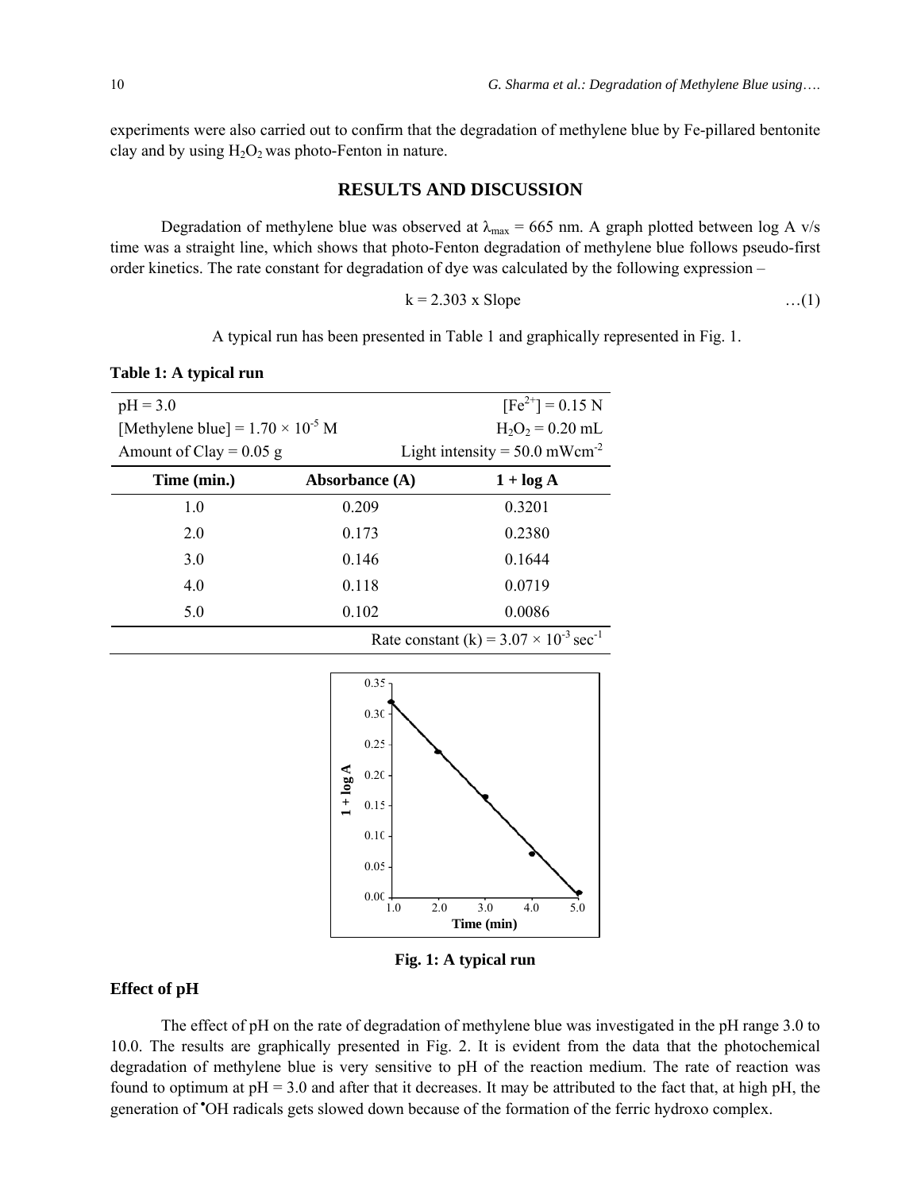experiments were also carried out to confirm that the degradation of methylene blue by Fe-pillared bentonite clay and by using $H_2O_2$ was photo-Fenton in nature.

## RESULTS AND DISCUSSION

Degradation of methylene blue was observed at $\lambda_{max}$ = 665 nm. A graph plotted between log A v/s time was a straight line, which shows that photo-Fenton degradation of methylene blue follows pseudo-first order kinetics. The rate constant for degradation of dye was calculated by the following expression –

$$k = 2.303 \times \text{Slope} \quad \ldots(1)$$

A typical run has been presented in Table 1 and graphically represented in Fig. 1.

**Table 1: A typical run**

pH = 3.0; $[Fe^{2+}]$ = 0.15 N

[Methylene blue] = $1.70 \times 10^{-5}$ M; $H_2O_2$ = 0.20 mL

Amount of Clay = 0.05 g; Light intensity = 50.0 $mWcm^{-2}$

| Time (min.) | Absorbance (A) | 1 + log A |
|---|---|---|
| 1.0 | 0.209 | 0.3201 |
| 2.0 | 0.173 | 0.2380 |
| 3.0 | 0.146 | 0.1644 |
| 4.0 | 0.118 | 0.0719 |
| 5.0 | 0.102 | 0.0086 |

Rate constant (k) = $3.07 \times 10^{-3}$ $sec^{-1}$

**Fig. 1: A typical run**

### Effect of pH

The effect of pH on the rate of degradation of methylene blue was investigated in the pH range 3.0 to 10.0. The results are graphically presented in Fig. 2. It is evident from the data that the photochemical degradation of methylene blue is very sensitive to pH of the reaction medium. The rate of reaction was found to optimum at pH = 3.0 and after that it decreases. It may be attributed to the fact that, at high pH, the generation of $^{\bullet}OH$ radicals gets slowed down because of the formation of the ferric hydroxo complex.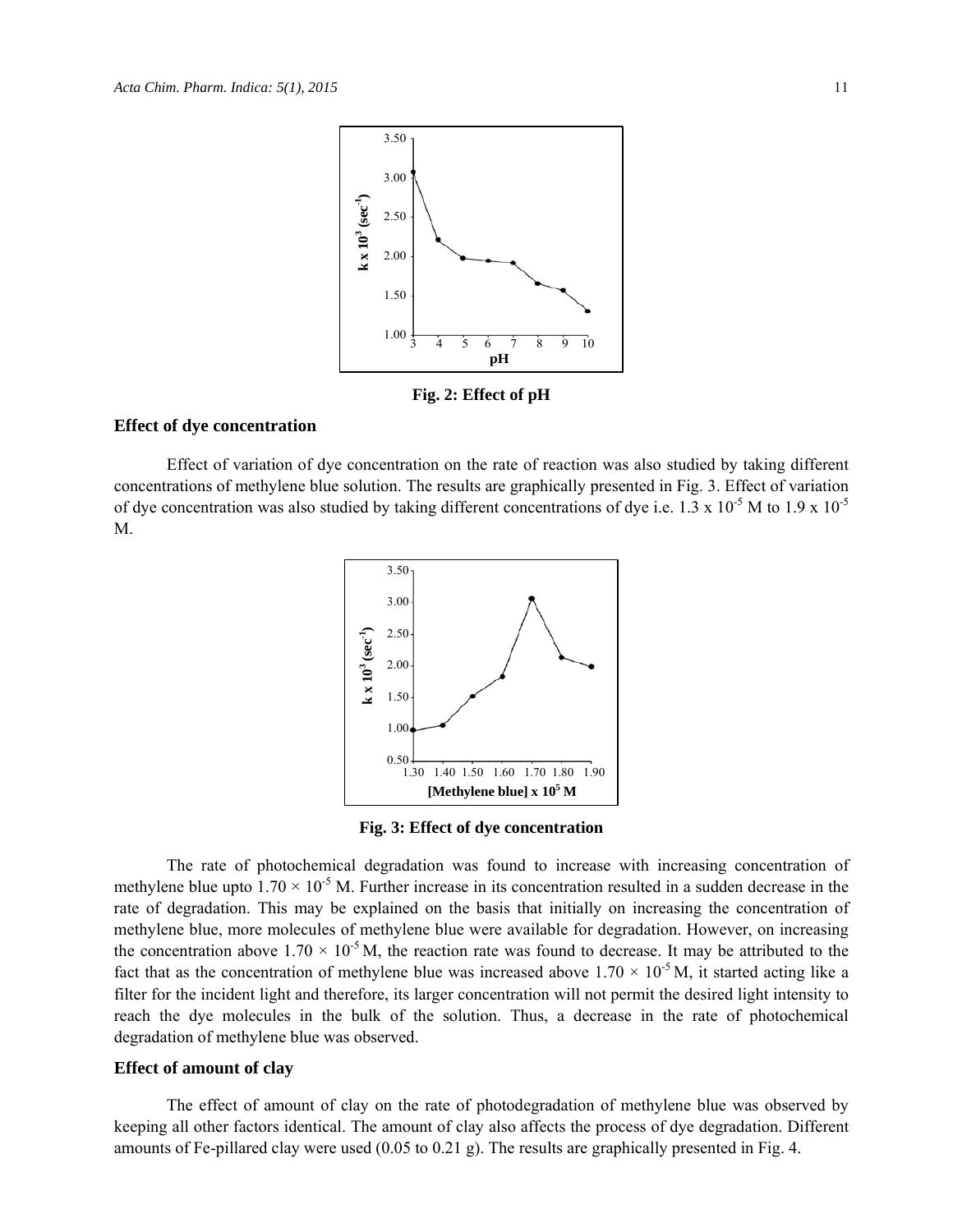Fig. 2: Effect of pH

### Effect of dye concentration

Effect of variation of dye concentration on the rate of reaction was also studied by taking different concentrations of methylene blue solution. The results are graphically presented in Fig. 3. Effect of variation of dye concentration was also studied by taking different concentrations of dye i.e. $1.3 \times 10^{-5}$ M to $1.9 \times 10^{-5}$ M.

Fig. 3: Effect of dye concentration

The rate of photochemical degradation was found to increase with increasing concentration of methylene blue upto $1.70 \times 10^{-5}$ M. Further increase in its concentration resulted in a sudden decrease in the rate of degradation. This may be explained on the basis that initially on increasing the concentration of methylene blue, more molecules of methylene blue were available for degradation. However, on increasing the concentration above $1.70 \times 10^{-5}$ M, the reaction rate was found to decrease. It may be attributed to the fact that as the concentration of methylene blue was increased above $1.70 \times 10^{-5}$ M, it started acting like a filter for the incident light and therefore, its larger concentration will not permit the desired light intensity to reach the dye molecules in the bulk of the solution. Thus, a decrease in the rate of photochemical degradation of methylene blue was observed.

### Effect of amount of clay

The effect of amount of clay on the rate of photodegradation of methylene blue was observed by keeping all other factors identical. The amount of clay also affects the process of dye degradation. Different amounts of Fe-pillared clay were used (0.05 to 0.21 g). The results are graphically presented in Fig. 4.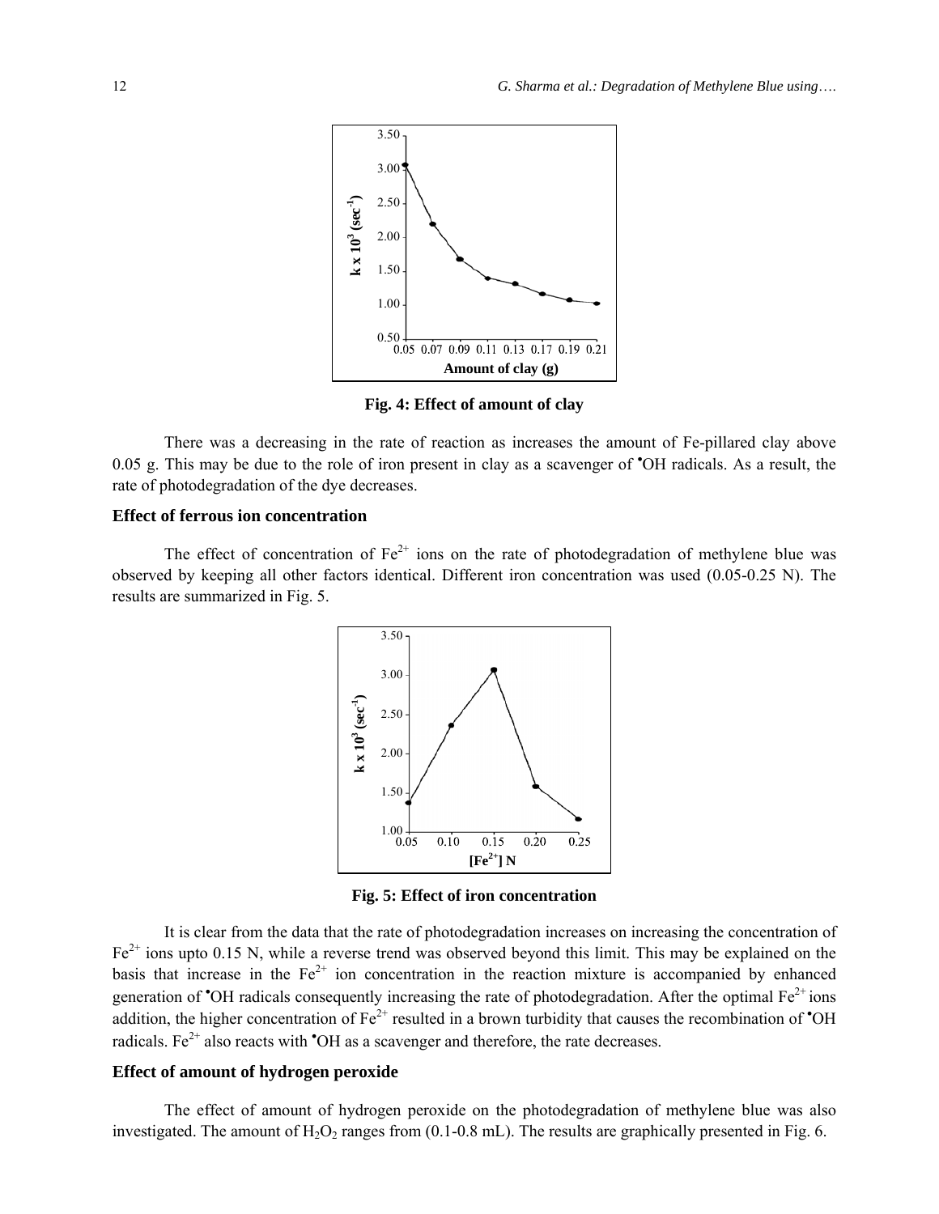Fig. 4: Effect of amount of clay

There was a decreasing in the rate of reaction as increases the amount of Fe-pillared clay above 0.05 g. This may be due to the role of iron present in clay as a scavenger of $^{\bullet}OH$ radicals. As a result, the rate of photodegradation of the dye decreases.

### Effect of ferrous ion concentration

The effect of concentration of $Fe^{2+}$ ions on the rate of photodegradation of methylene blue was observed by keeping all other factors identical. Different iron concentration was used (0.05-0.25 N). The results are summarized in Fig. 5.

Fig. 5: Effect of iron concentration

It is clear from the data that the rate of photodegradation increases on increasing the concentration of $Fe^{2+}$ ions upto 0.15 N, while a reverse trend was observed beyond this limit. This may be explained on the basis that increase in the $Fe^{2+}$ ion concentration in the reaction mixture is accompanied by enhanced generation of $^{\bullet}OH$ radicals consequently increasing the rate of photodegradation. After the optimal $Fe^{2+}$ ions addition, the higher concentration of $Fe^{2+}$ resulted in a brown turbidity that causes the recombination of $^{\bullet}OH$ radicals. $Fe^{2+}$ also reacts with $^{\bullet}OH$ as a scavenger and therefore, the rate decreases.

### Effect of amount of hydrogen peroxide

The effect of amount of hydrogen peroxide on the photodegradation of methylene blue was also investigated. The amount of $H_2O_2$ ranges from (0.1-0.8 mL). The results are graphically presented in Fig. 6.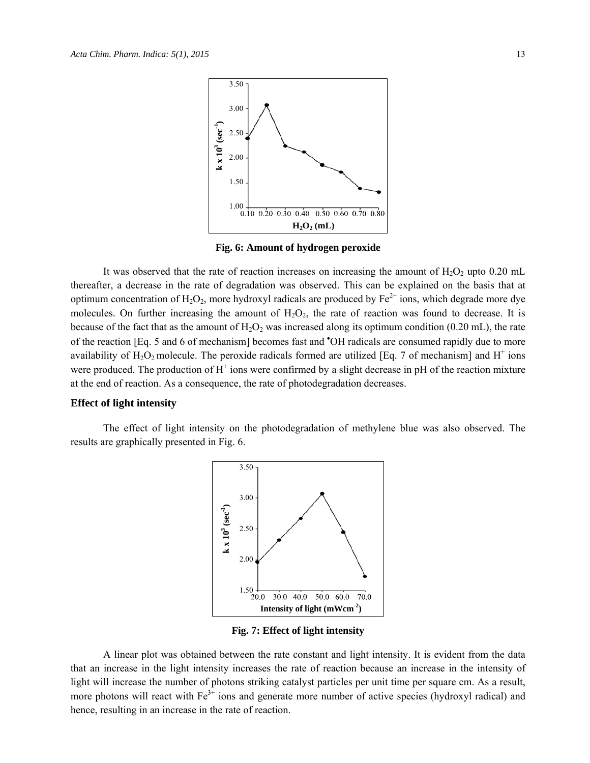**Fig. 6: Amount of hydrogen peroxide**

It was observed that the rate of reaction increases on increasing the amount of $H_2O_2$ upto 0.20 mL thereafter, a decrease in the rate of degradation was observed. This can be explained on the basis that at optimum concentration of $H_2O_2$, more hydroxyl radicals are produced by $Fe^{2+}$ ions, which degrade more dye molecules. On further increasing the amount of $H_2O_2$, the rate of reaction was found to decrease. It is because of the fact that as the amount of $H_2O_2$ was increased along its optimum condition (0.20 mL), the rate of the reaction [Eq. 5 and 6 of mechanism] becomes fast and $^{\bullet}OH$ radicals are consumed rapidly due to more availability of $H_2O_2$ molecule. The peroxide radicals formed are utilized [Eq. 7 of mechanism] and $H^+$ ions were produced. The production of $H^+$ ions were confirmed by a slight decrease in pH of the reaction mixture at the end of reaction. As a consequence, the rate of photodegradation decreases.

### Effect of light intensity

The effect of light intensity on the photodegradation of methylene blue was also observed. The results are graphically presented in Fig. 6.

**Fig. 7: Effect of light intensity**

A linear plot was obtained between the rate constant and light intensity. It is evident from the data that an increase in the light intensity increases the rate of reaction because an increase in the intensity of light will increase the number of photons striking catalyst particles per unit time per square cm. As a result, more photons will react with $Fe^{3+}$ ions and generate more number of active species (hydroxyl radical) and hence, resulting in an increase in the rate of reaction.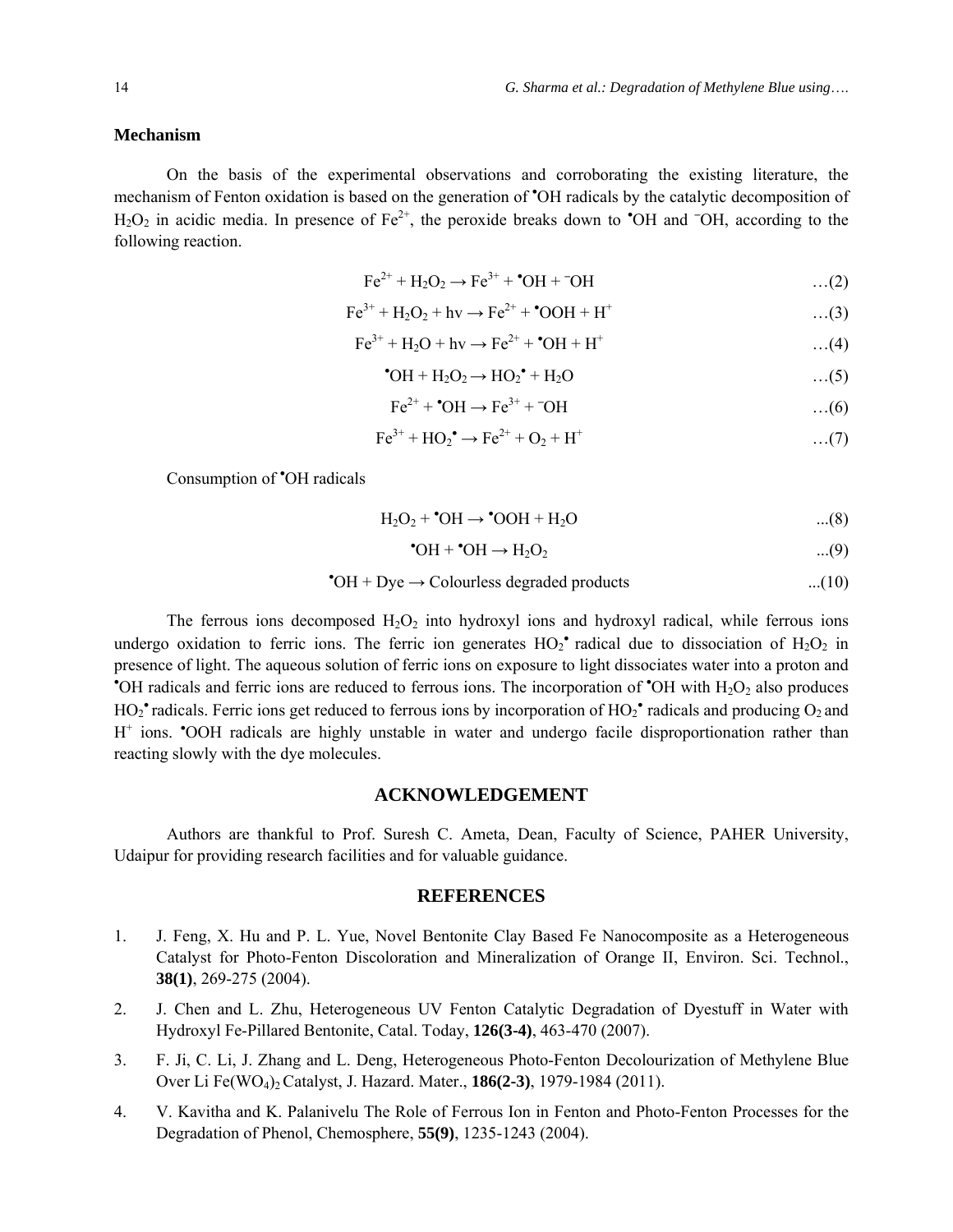### Mechanism

On the basis of the experimental observations and corroborating the existing literature, the mechanism of Fenton oxidation is based on the generation of $^{\bullet}OH$ radicals by the catalytic decomposition of $H_2O_2$ in acidic media. In presence of $Fe^{2+}$, the peroxide breaks down to $^{\bullet}OH$ and $^{-}OH$, according to the following reaction.

$$Fe^{2+} + H_2O_2 \rightarrow Fe^{3+} + {}^{\bullet}OH + {}^{-}OH \qquad \ldots(2)$$

$$Fe^{3+} + H_2O_2 + h\nu \rightarrow Fe^{2+} + {}^{\bullet}OOH + H^{+} \qquad \ldots(3)$$

$$Fe^{3+} + H_2O + h\nu \rightarrow Fe^{2+} + {}^{\bullet}OH + H^{+} \qquad \ldots(4)$$

$${}^{\bullet}OH + H_2O_2 \rightarrow HO_2^{\bullet} + H_2O \qquad \ldots(5)$$

$$Fe^{2+} + {}^{\bullet}OH \rightarrow Fe^{3+} + {}^{-}OH \qquad \ldots(6)$$

$$Fe^{3+} + HO_2^{\bullet} \rightarrow Fe^{2+} + O_2 + H^{+} \qquad \ldots(7)$$

Consumption of $^{\bullet}OH$ radicals

$$H_2O_2 + {}^{\bullet}OH \rightarrow {}^{\bullet}OOH + H_2O \qquad \ldots(8)$$

$${}^{\bullet}OH + {}^{\bullet}OH \rightarrow H_2O_2 \qquad \ldots(9)$$

$${}^{\bullet}OH + \text{Dye} \rightarrow \text{Colourless degraded products} \qquad \ldots(10)$$

The ferrous ions decomposed $H_2O_2$ into hydroxyl ions and hydroxyl radical, while ferrous ions undergo oxidation to ferric ions. The ferric ion generates $HO_2^{\bullet}$ radical due to dissociation of $H_2O_2$ in presence of light. The aqueous solution of ferric ions on exposure to light dissociates water into a proton and $^{\bullet}OH$ radicals and ferric ions are reduced to ferrous ions. The incorporation of $^{\bullet}OH$ with $H_2O_2$ also produces $HO_2^{\bullet}$ radicals. Ferric ions get reduced to ferrous ions by incorporation of $HO_2^{\bullet}$ radicals and producing $O_2$ and $H^{+}$ ions. $^{\bullet}OOH$ radicals are highly unstable in water and undergo facile disproportionation rather than reacting slowly with the dye molecules.

## ACKNOWLEDGEMENT

Authors are thankful to Prof. Suresh C. Ameta, Dean, Faculty of Science, PAHER University, Udaipur for providing research facilities and for valuable guidance.

## REFERENCES

1. J. Feng, X. Hu and P. L. Yue, Novel Bentonite Clay Based Fe Nanocomposite as a Heterogeneous Catalyst for Photo-Fenton Discoloration and Mineralization of Orange II, Environ. Sci. Technol., **38(1)**, 269-275 (2004).
2. J. Chen and L. Zhu, Heterogeneous UV Fenton Catalytic Degradation of Dyestuff in Water with Hydroxyl Fe-Pillared Bentonite, Catal. Today, **126(3-4)**, 463-470 (2007).
3. F. Ji, C. Li, J. Zhang and L. Deng, Heterogeneous Photo-Fenton Decolourization of Methylene Blue Over Li $Fe(WO_4)_2$ Catalyst, J. Hazard. Mater., **186(2-3)**, 1979-1984 (2011).
4. V. Kavitha and K. Palanivelu The Role of Ferrous Ion in Fenton and Photo-Fenton Processes for the Degradation of Phenol, Chemosphere, **55(9)**, 1235-1243 (2004).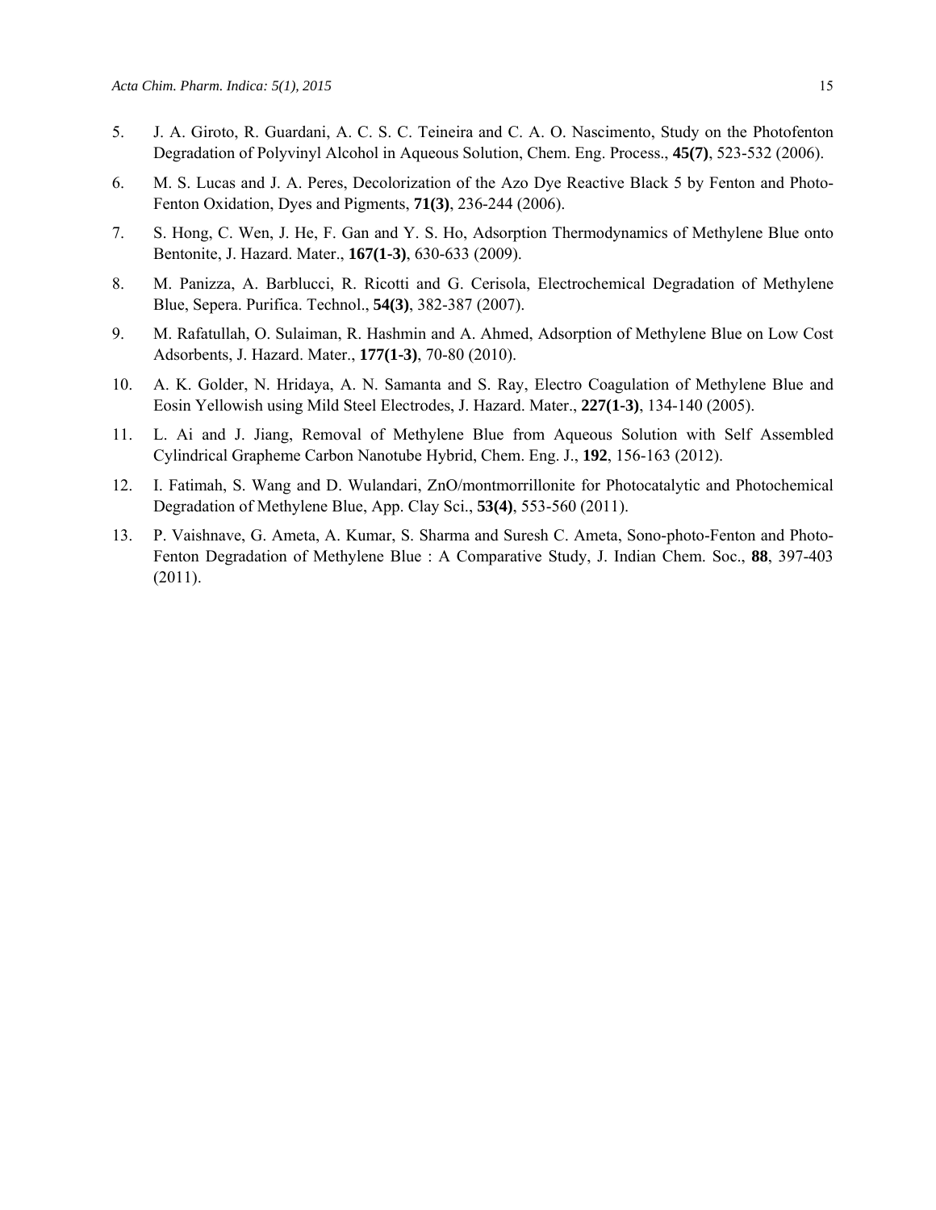5. J. A. Giroto, R. Guardani, A. C. S. C. Teineira and C. A. O. Nascimento, Study on the Photofenton Degradation of Polyvinyl Alcohol in Aqueous Solution, Chem. Eng. Process., **45(7)**, 523-532 (2006).

6. M. S. Lucas and J. A. Peres, Decolorization of the Azo Dye Reactive Black 5 by Fenton and Photo-Fenton Oxidation, Dyes and Pigments, **71(3)**, 236-244 (2006).

7. S. Hong, C. Wen, J. He, F. Gan and Y. S. Ho, Adsorption Thermodynamics of Methylene Blue onto Bentonite, J. Hazard. Mater., **167(1-3)**, 630-633 (2009).

8. M. Panizza, A. Barblucci, R. Ricotti and G. Cerisola, Electrochemical Degradation of Methylene Blue, Sepera. Purifica. Technol., **54(3)**, 382-387 (2007).

9. M. Rafatullah, O. Sulaiman, R. Hashmin and A. Ahmed, Adsorption of Methylene Blue on Low Cost Adsorbents, J. Hazard. Mater., **177(1-3)**, 70-80 (2010).

10. A. K. Golder, N. Hridaya, A. N. Samanta and S. Ray, Electro Coagulation of Methylene Blue and Eosin Yellowish using Mild Steel Electrodes, J. Hazard. Mater., **227(1-3)**, 134-140 (2005).

11. L. Ai and J. Jiang, Removal of Methylene Blue from Aqueous Solution with Self Assembled Cylindrical Grapheme Carbon Nanotube Hybrid, Chem. Eng. J., **192**, 156-163 (2012).

12. I. Fatimah, S. Wang and D. Wulandari, ZnO/montmorrillonite for Photocatalytic and Photochemical Degradation of Methylene Blue, App. Clay Sci., **53(4)**, 553-560 (2011).

13. P. Vaishnave, G. Ameta, A. Kumar, S. Sharma and Suresh C. Ameta, Sono-photo-Fenton and Photo-Fenton Degradation of Methylene Blue : A Comparative Study, J. Indian Chem. Soc., **88**, 397-403 (2011).